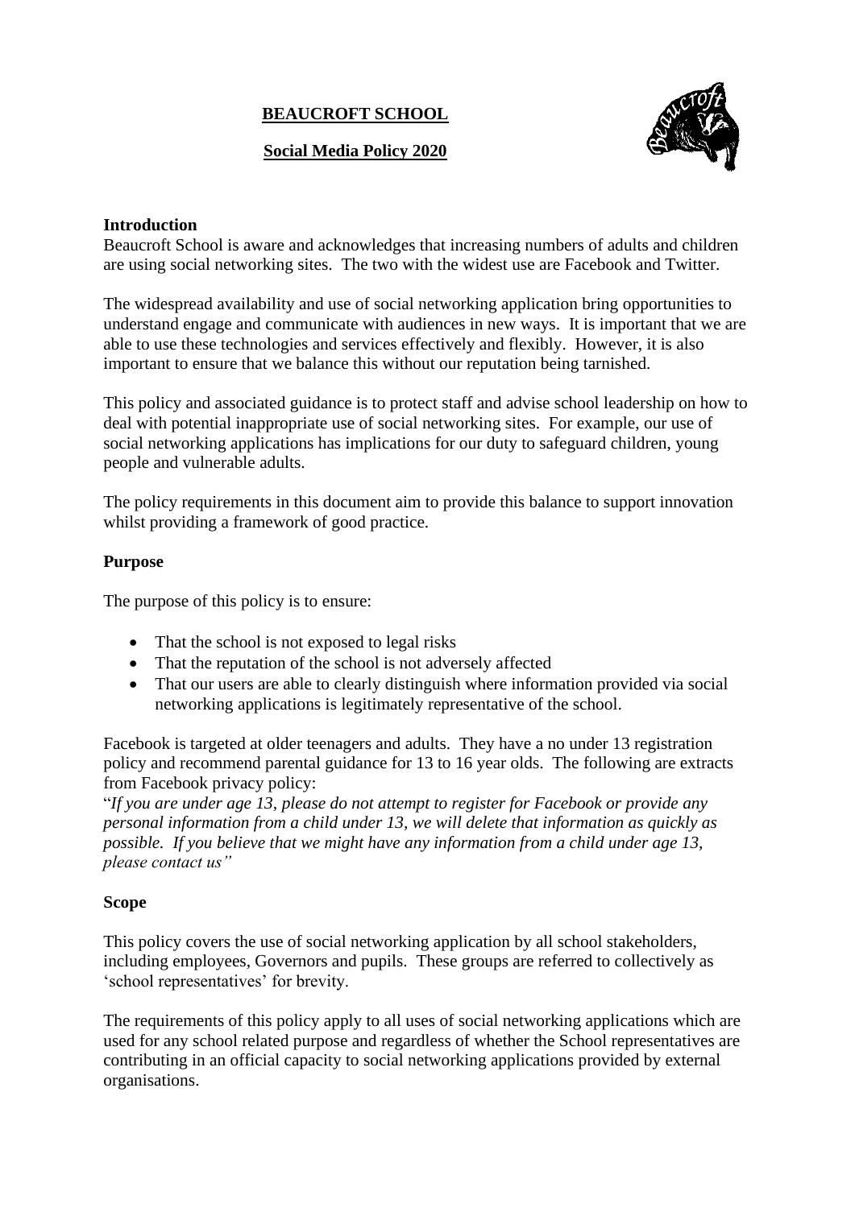# BEAUCROFT SCHOOL

## Social Media Policy 2020

### Introduction

Beaucroft School is aware and acknowledges that increasing numbers of adults and children are using social networking sites. The two with the widest use are Facebook and Twitter.

The widespread availability and use of social networking application bring opportunities to understand engage and communicate with audiences in new ways. It is important that we are able to use these technologies and services effectively and flexibly. However, it is also important to ensure that we balance this without our reputation being tarnished.

This policy and associated guidance is to protect staff and advise school leadership on how to deal with potential inappropriate use of social networking sites. For example, our use of social networking applications has implications for our duty to safeguard children, young people and vulnerable adults.

The policy requirements in this document aim to provide this balance to support innovation whilst providing a framework of good practice.

### Purpose

The purpose of this policy is to ensure:

- That the school is not exposed to legal risks
- That the reputation of the school is not adversely affected
- That our users are able to clearly distinguish where information provided via social networking applications is legitimately representative of the school.

Facebook is targeted at older teenagers and adults. They have a no under 13 registration policy and recommend parental guidance for 13 to 16 year olds. The following are extracts from Facebook privacy policy:

"*If you are under age 13, please do not attempt to register for Facebook or provide any personal information from a child under 13, we will delete that information as quickly as possible. If you believe that we might have any information from a child under age 13, please contact us"*

### Scope

This policy covers the use of social networking application by all school stakeholders, including employees, Governors and pupils. These groups are referred to collectively as 'school representatives' for brevity.

The requirements of this policy apply to all uses of social networking applications which are used for any school related purpose and regardless of whether the School representatives are contributing in an official capacity to social networking applications provided by external organisations.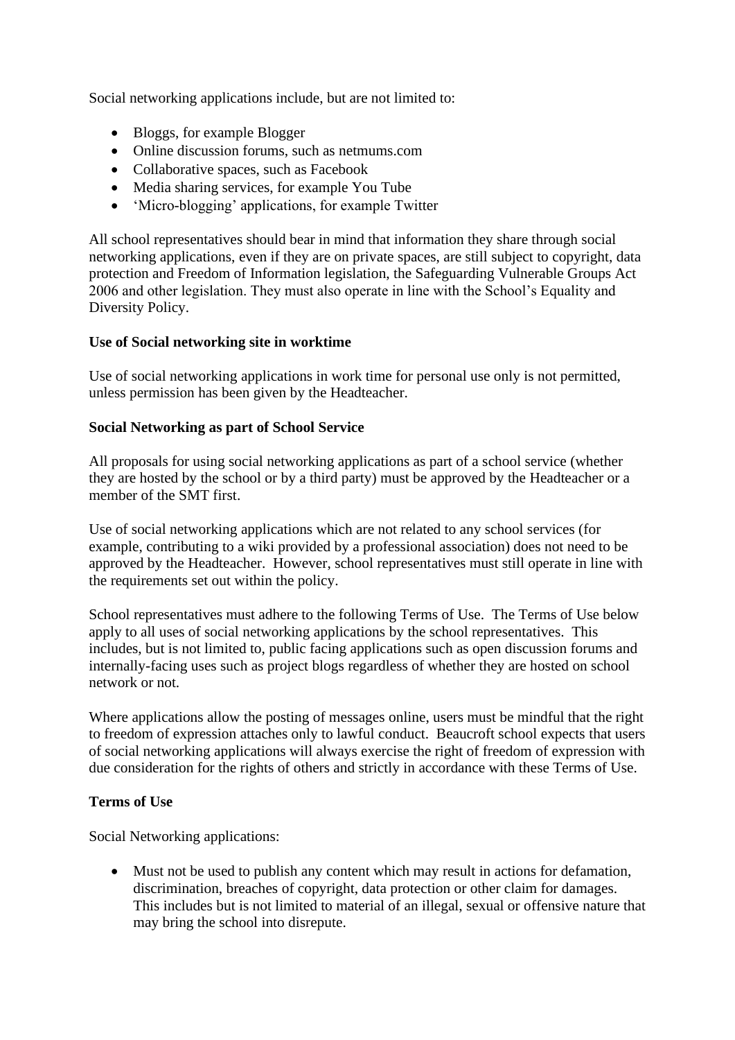Social networking applications include, but are not limited to:

- Bloggs, for example Blogger
- Online discussion forums, such as netmums.com
- Collaborative spaces, such as Facebook
- Media sharing services, for example You Tube
- 'Micro-blogging' applications, for example Twitter

All school representatives should bear in mind that information they share through social networking applications, even if they are on private spaces, are still subject to copyright, data protection and Freedom of Information legislation, the Safeguarding Vulnerable Groups Act 2006 and other legislation. They must also operate in line with the School's Equality and Diversity Policy.

**Use of Social networking site in worktime**

Use of social networking applications in work time for personal use only is not permitted, unless permission has been given by the Headteacher.

**Social Networking as part of School Service**

All proposals for using social networking applications as part of a school service (whether they are hosted by the school or by a third party) must be approved by the Headteacher or a member of the SMT first.

Use of social networking applications which are not related to any school services (for example, contributing to a wiki provided by a professional association) does not need to be approved by the Headteacher. However, school representatives must still operate in line with the requirements set out within the policy.

School representatives must adhere to the following Terms of Use. The Terms of Use below apply to all uses of social networking applications by the school representatives. This includes, but is not limited to, public facing applications such as open discussion forums and internally-facing uses such as project blogs regardless of whether they are hosted on school network or not.

Where applications allow the posting of messages online, users must be mindful that the right to freedom of expression attaches only to lawful conduct. Beaucroft school expects that users of social networking applications will always exercise the right of freedom of expression with due consideration for the rights of others and strictly in accordance with these Terms of Use.

**Terms of Use**

Social Networking applications:

- Must not be used to publish any content which may result in actions for defamation, discrimination, breaches of copyright, data protection or other claim for damages. This includes but is not limited to material of an illegal, sexual or offensive nature that may bring the school into disrepute.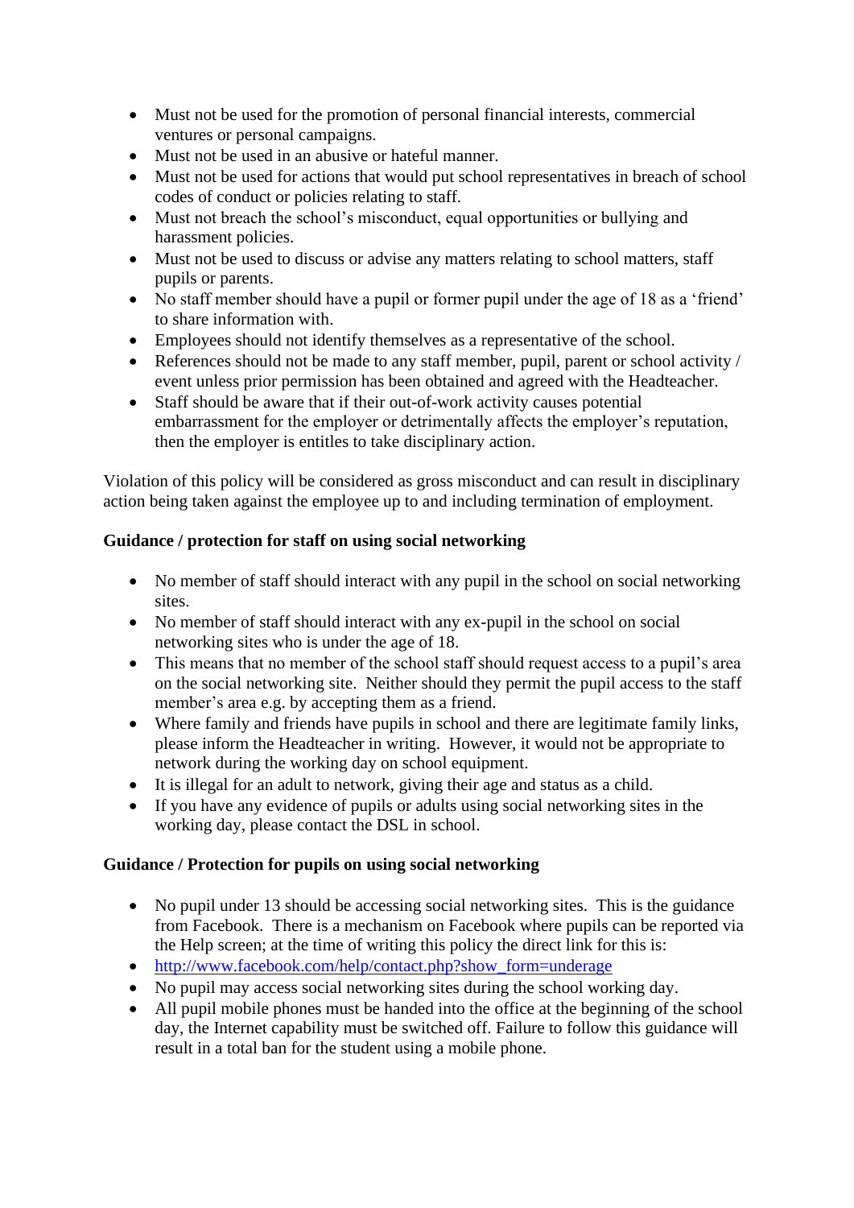- Must not be used for the promotion of personal financial interests, commercial ventures or personal campaigns.
- Must not be used in an abusive or hateful manner.
- Must not be used for actions that would put school representatives in breach of school codes of conduct or policies relating to staff.
- Must not breach the school's misconduct, equal opportunities or bullying and harassment policies.
- Must not be used to discuss or advise any matters relating to school matters, staff pupils or parents.
- No staff member should have a pupil or former pupil under the age of 18 as a 'friend' to share information with.
- Employees should not identify themselves as a representative of the school.
- References should not be made to any staff member, pupil, parent or school activity / event unless prior permission has been obtained and agreed with the Headteacher.
- Staff should be aware that if their out-of-work activity causes potential embarrassment for the employer or detrimentally affects the employer's reputation, then the employer is entitles to take disciplinary action.

Violation of this policy will be considered as gross misconduct and can result in disciplinary action being taken against the employee up to and including termination of employment.

**Guidance / protection for staff on using social networking**

- No member of staff should interact with any pupil in the school on social networking sites.
- No member of staff should interact with any ex-pupil in the school on social networking sites who is under the age of 18.
- This means that no member of the school staff should request access to a pupil's area on the social networking site. Neither should they permit the pupil access to the staff member's area e.g. by accepting them as a friend.
- Where family and friends have pupils in school and there are legitimate family links, please inform the Headteacher in writing. However, it would not be appropriate to network during the working day on school equipment.
- It is illegal for an adult to network, giving their age and status as a child.
- If you have any evidence of pupils or adults using social networking sites in the working day, please contact the DSL in school.

**Guidance / Protection for pupils on using social networking**

- No pupil under 13 should be accessing social networking sites. This is the guidance from Facebook. There is a mechanism on Facebook where pupils can be reported via the Help screen; at the time of writing this policy the direct link for this is:
- http://www.facebook.com/help/contact.php?show_form=underage
- No pupil may access social networking sites during the school working day.
- All pupil mobile phones must be handed into the office at the beginning of the school day, the Internet capability must be switched off. Failure to follow this guidance will result in a total ban for the student using a mobile phone.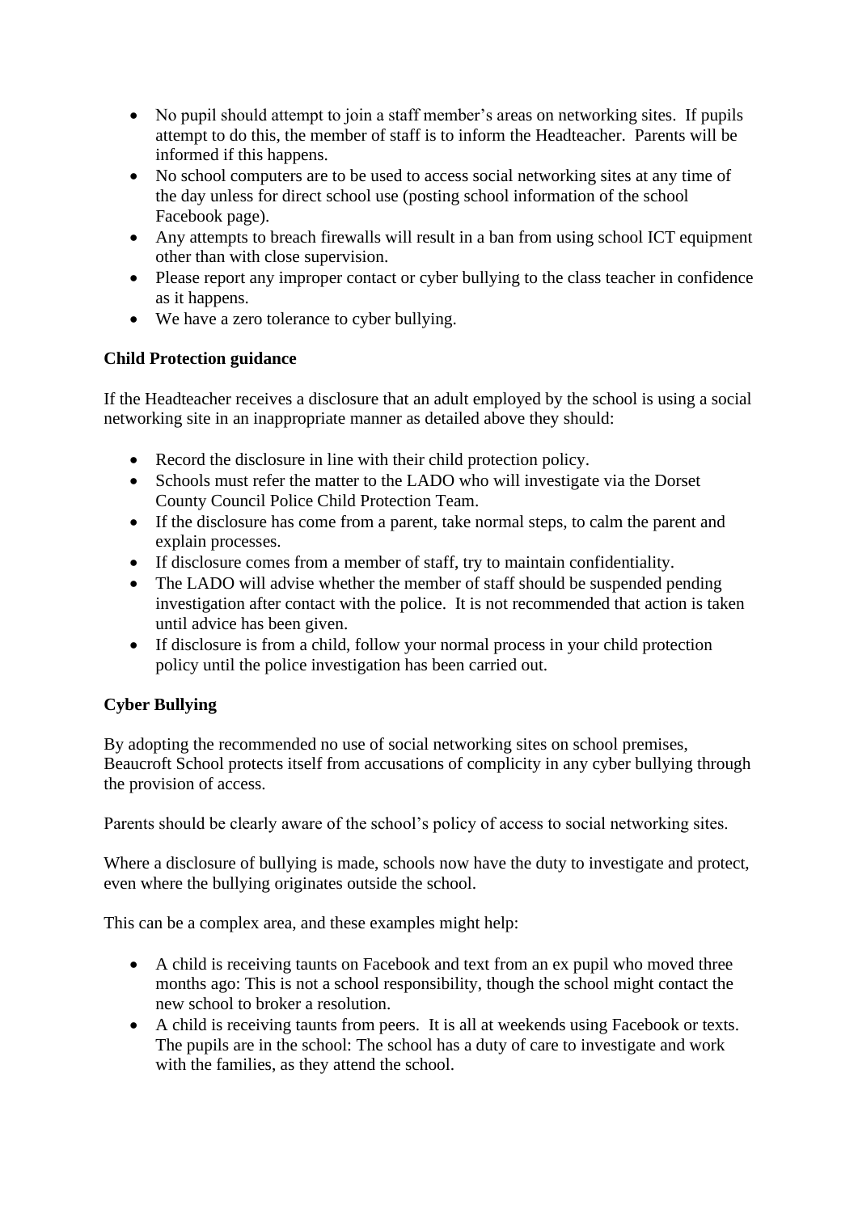- No pupil should attempt to join a staff member's areas on networking sites. If pupils attempt to do this, the member of staff is to inform the Headteacher. Parents will be informed if this happens.
- No school computers are to be used to access social networking sites at any time of the day unless for direct school use (posting school information of the school Facebook page).
- Any attempts to breach firewalls will result in a ban from using school ICT equipment other than with close supervision.
- Please report any improper contact or cyber bullying to the class teacher in confidence as it happens.
- We have a zero tolerance to cyber bullying.

**Child Protection guidance**

If the Headteacher receives a disclosure that an adult employed by the school is using a social networking site in an inappropriate manner as detailed above they should:

- Record the disclosure in line with their child protection policy.
- Schools must refer the matter to the LADO who will investigate via the Dorset County Council Police Child Protection Team.
- If the disclosure has come from a parent, take normal steps, to calm the parent and explain processes.
- If disclosure comes from a member of staff, try to maintain confidentiality.
- The LADO will advise whether the member of staff should be suspended pending investigation after contact with the police. It is not recommended that action is taken until advice has been given.
- If disclosure is from a child, follow your normal process in your child protection policy until the police investigation has been carried out.

**Cyber Bullying**

By adopting the recommended no use of social networking sites on school premises, Beaucroft School protects itself from accusations of complicity in any cyber bullying through the provision of access.

Parents should be clearly aware of the school's policy of access to social networking sites.

Where a disclosure of bullying is made, schools now have the duty to investigate and protect, even where the bullying originates outside the school.

This can be a complex area, and these examples might help:

- A child is receiving taunts on Facebook and text from an ex pupil who moved three months ago: This is not a school responsibility, though the school might contact the new school to broker a resolution.
- A child is receiving taunts from peers. It is all at weekends using Facebook or texts. The pupils are in the school: The school has a duty of care to investigate and work with the families, as they attend the school.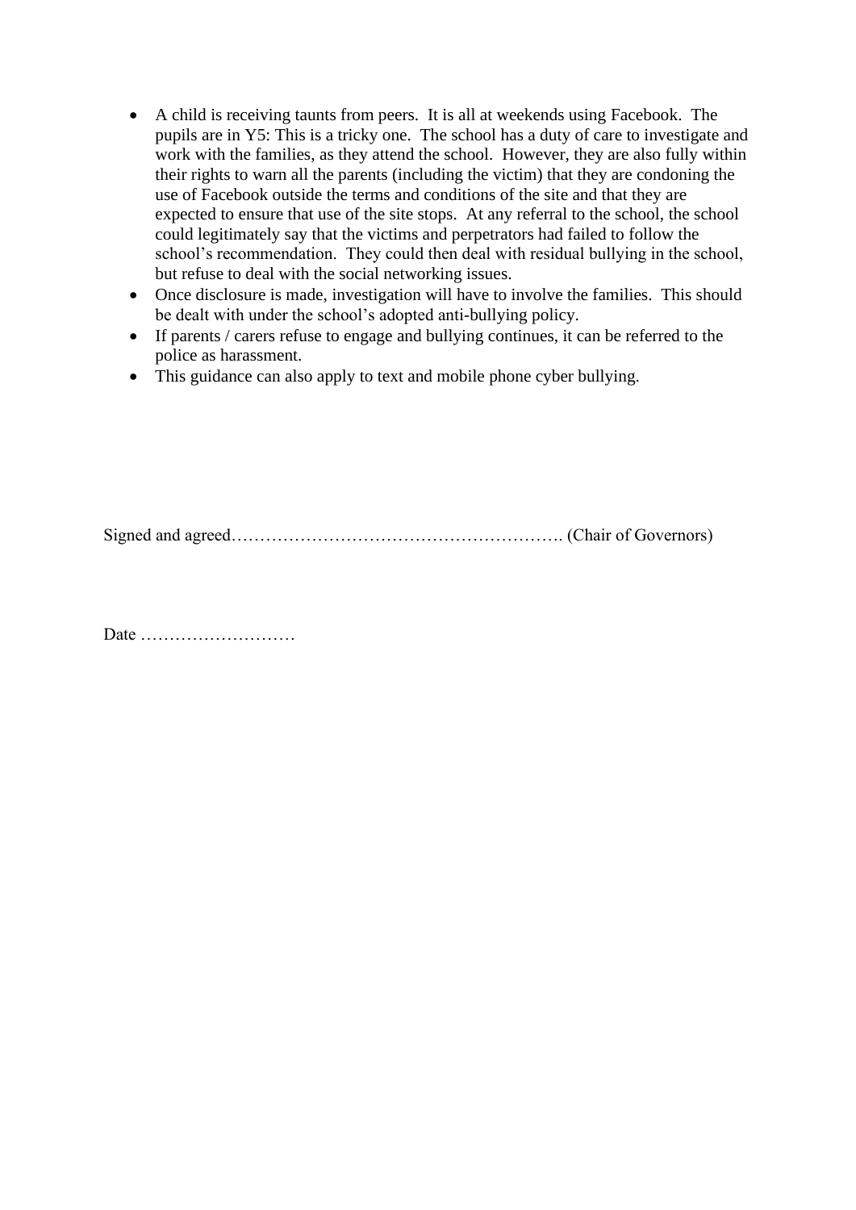- A child is receiving taunts from peers. It is all at weekends using Facebook. The pupils are in Y5: This is a tricky one. The school has a duty of care to investigate and work with the families, as they attend the school. However, they are also fully within their rights to warn all the parents (including the victim) that they are condoning the use of Facebook outside the terms and conditions of the site and that they are expected to ensure that use of the site stops. At any referral to the school, the school could legitimately say that the victims and perpetrators had failed to follow the school's recommendation. They could then deal with residual bullying in the school, but refuse to deal with the social networking issues.
- Once disclosure is made, investigation will have to involve the families. This should be dealt with under the school's adopted anti-bullying policy.
- If parents / carers refuse to engage and bullying continues, it can be referred to the police as harassment.
- This guidance can also apply to text and mobile phone cyber bullying.

Signed and agreed…………………………………………………. (Chair of Governors)

Date ………………………